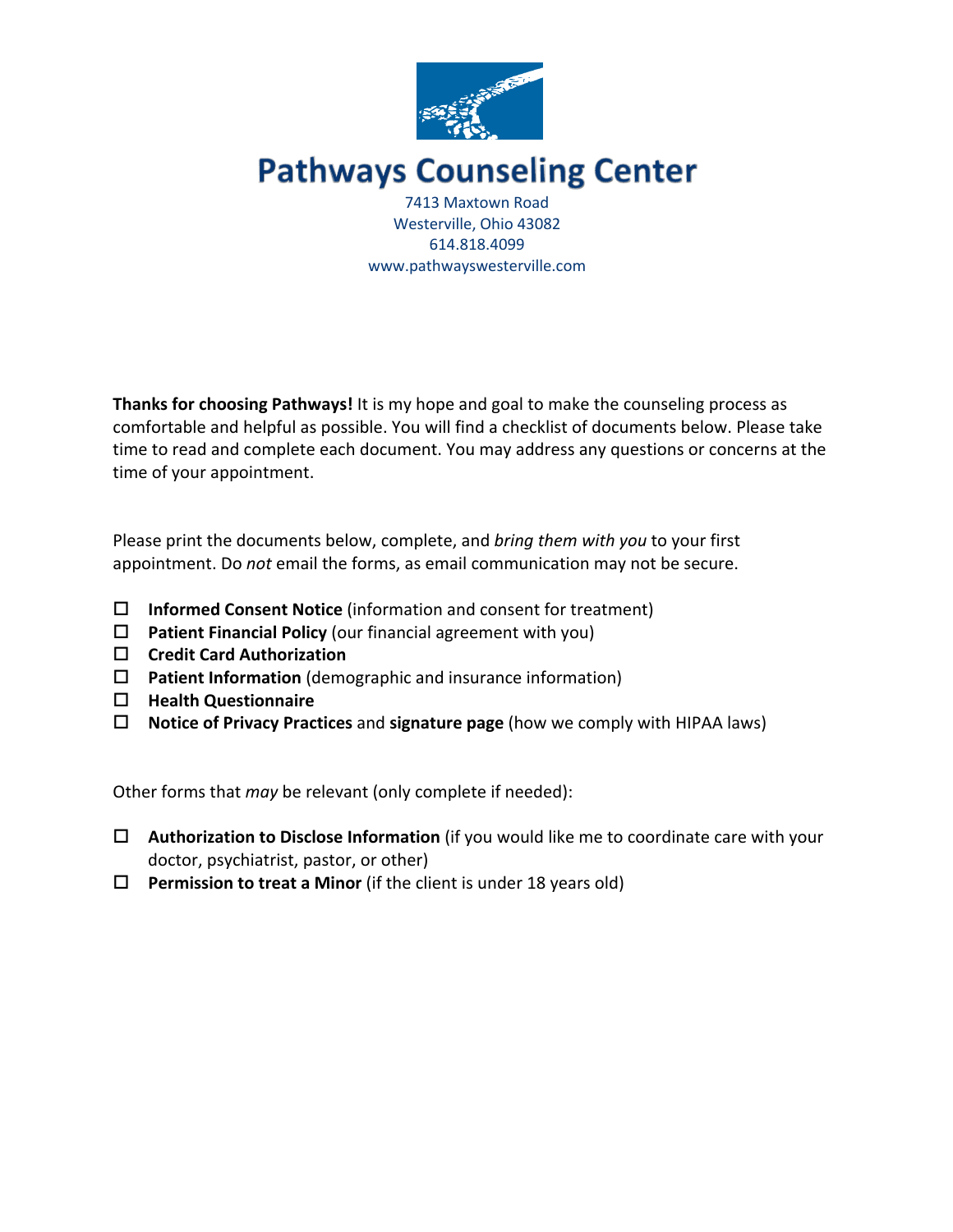# Pathways Counseling Center

7413 Maxtown Road
Westerville, Ohio 43082
614.818.4099
www.pathwayswesterville.com

**Thanks for choosing Pathways!** It is my hope and goal to make the counseling process as comfortable and helpful as possible. You will find a checklist of documents below. Please take time to read and complete each document. You may address any questions or concerns at the time of your appointment.

Please print the documents below, complete, and *bring them with you* to your first appointment. Do *not* email the forms, as email communication may not be secure.

- ☐ **Informed Consent Notice** (information and consent for treatment)
- ☐ **Patient Financial Policy** (our financial agreement with you)
- ☐ **Credit Card Authorization**
- ☐ **Patient Information** (demographic and insurance information)
- ☐ **Health Questionnaire**
- ☐ **Notice of Privacy Practices** and **signature page** (how we comply with HIPAA laws)

Other forms that *may* be relevant (only complete if needed):

- ☐ **Authorization to Disclose Information** (if you would like me to coordinate care with your doctor, psychiatrist, pastor, or other)
- ☐ **Permission to treat a Minor** (if the client is under 18 years old)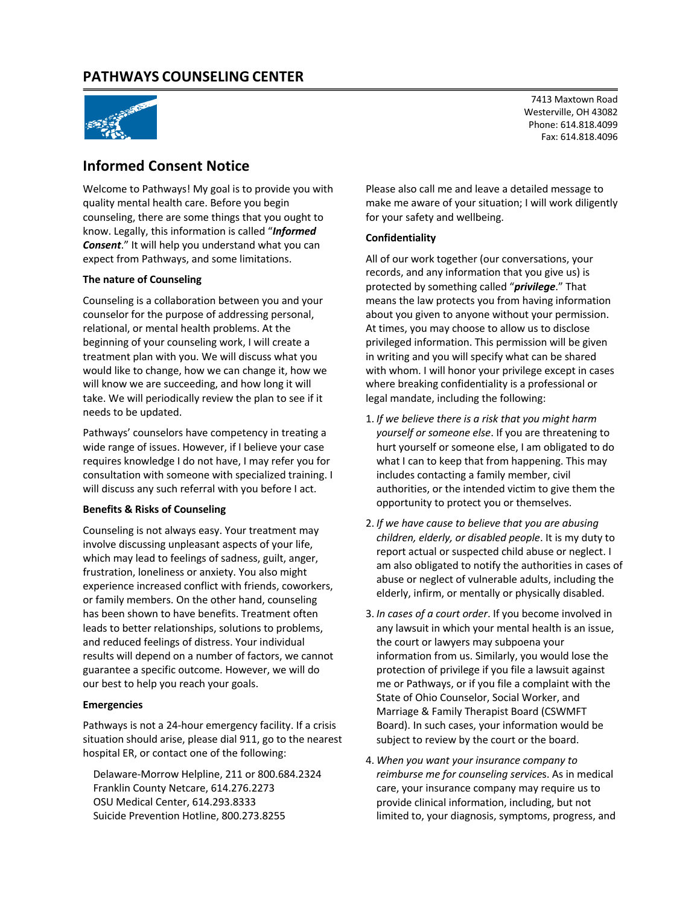# PATHWAYS COUNSELING CENTER

7413 Maxtown Road
Westerville, OH 43082
Phone: 614.818.4099
Fax: 614.818.4096

## Informed Consent Notice

Welcome to Pathways! My goal is to provide you with quality mental health care. Before you begin counseling, there are some things that you ought to know. Legally, this information is called "***Informed Consent***." It will help you understand what you can expect from Pathways, and some limitations.

**The nature of Counseling**

Counseling is a collaboration between you and your counselor for the purpose of addressing personal, relational, or mental health problems. At the beginning of your counseling work, I will create a treatment plan with you. We will discuss what you would like to change, how we can change it, how we will know we are succeeding, and how long it will take. We will periodically review the plan to see if it needs to be updated.

Pathways' counselors have competency in treating a wide range of issues. However, if I believe your case requires knowledge I do not have, I may refer you for consultation with someone with specialized training. I will discuss any such referral with you before I act.

**Benefits & Risks of Counseling**

Counseling is not always easy. Your treatment may involve discussing unpleasant aspects of your life, which may lead to feelings of sadness, guilt, anger, frustration, loneliness or anxiety. You also might experience increased conflict with friends, coworkers, or family members. On the other hand, counseling has been shown to have benefits. Treatment often leads to better relationships, solutions to problems, and reduced feelings of distress. Your individual results will depend on a number of factors, we cannot guarantee a specific outcome. However, we will do our best to help you reach your goals.

**Emergencies**

Pathways is not a 24-hour emergency facility. If a crisis situation should arise, please dial 911, go to the nearest hospital ER, or contact one of the following:

Delaware-Morrow Helpline, 211 or 800.684.2324
Franklin County Netcare, 614.276.2273
OSU Medical Center, 614.293.8333
Suicide Prevention Hotline, 800.273.8255

Please also call me and leave a detailed message to make me aware of your situation; I will work diligently for your safety and wellbeing.

**Confidentiality**

All of our work together (our conversations, your records, and any information that you give us) is protected by something called "***privilege***." That means the law protects you from having information about you given to anyone without your permission. At times, you may choose to allow us to disclose privileged information. This permission will be given in writing and you will specify what can be shared with whom. I will honor your privilege except in cases where breaking confidentiality is a professional or legal mandate, including the following:

1. *If we believe there is a risk that you might harm yourself or someone else*. If you are threatening to hurt yourself or someone else, I am obligated to do what I can to keep that from happening. This may includes contacting a family member, civil authorities, or the intended victim to give them the opportunity to protect you or themselves.
2. *If we have cause to believe that you are abusing children, elderly, or disabled people*. It is my duty to report actual or suspected child abuse or neglect. I am also obligated to notify the authorities in cases of abuse or neglect of vulnerable adults, including the elderly, infirm, or mentally or physically disabled.
3. *In cases of a court order*. If you become involved in any lawsuit in which your mental health is an issue, the court or lawyers may subpoena your information from us. Similarly, you would lose the protection of privilege if you file a lawsuit against me or Pathways, or if you file a complaint with the State of Ohio Counselor, Social Worker, and Marriage & Family Therapist Board (CSWMFT Board). In such cases, your information would be subject to review by the court or the board.
4. *When you want your insurance company to reimburse me for counseling service*s. As in medical care, your insurance company may require us to provide clinical information, including, but not limited to, your diagnosis, symptoms, progress, and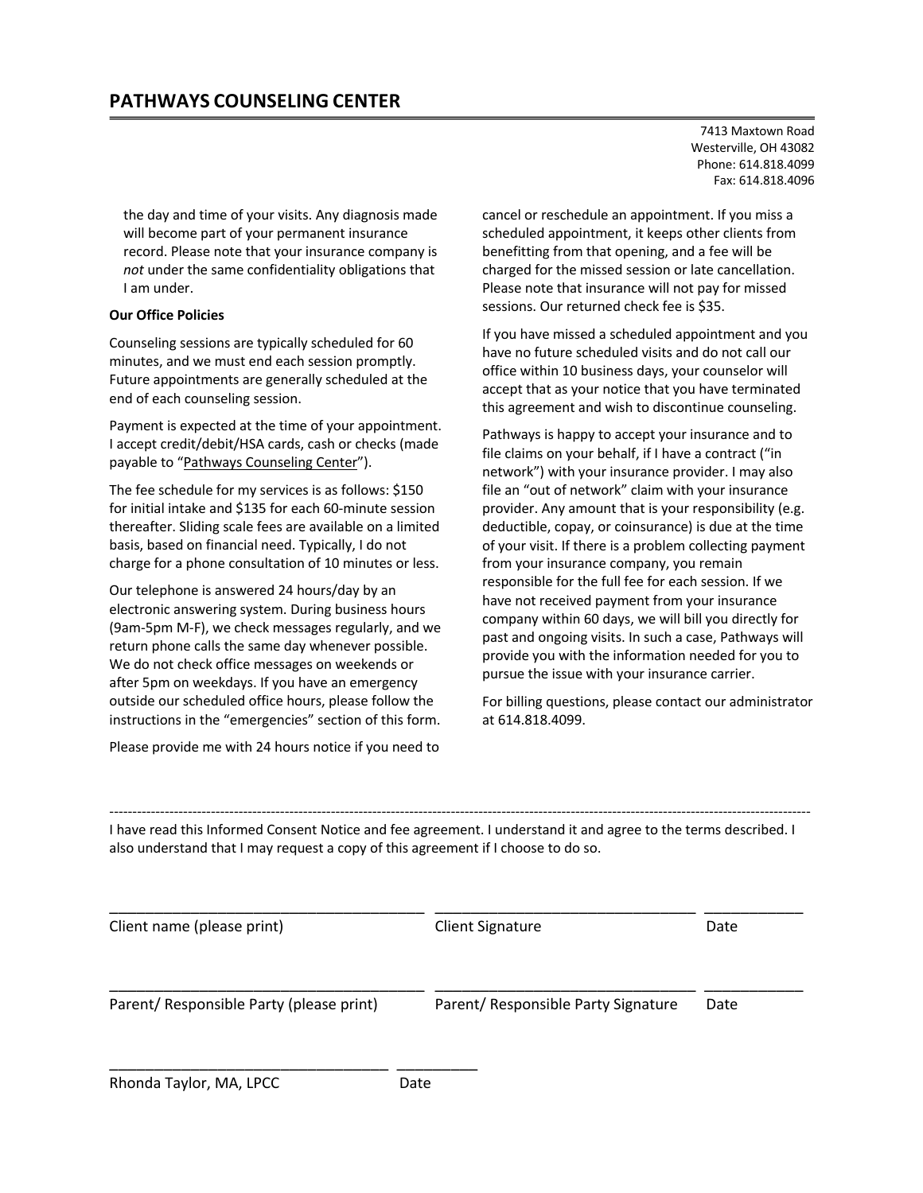## PATHWAYS COUNSELING CENTER

7413 Maxtown Road
Westerville, OH 43082
Phone: 614.818.4099
Fax: 614.818.4096

the day and time of your visits. Any diagnosis made will become part of your permanent insurance record. Please note that your insurance company is *not* under the same confidentiality obligations that I am under.

**Our Office Policies**

Counseling sessions are typically scheduled for 60 minutes, and we must end each session promptly. Future appointments are generally scheduled at the end of each counseling session.

Payment is expected at the time of your appointment. I accept credit/debit/HSA cards, cash or checks (made payable to "Pathways Counseling Center").

The fee schedule for my services is as follows: $150 for initial intake and $135 for each 60-minute session thereafter. Sliding scale fees are available on a limited basis, based on financial need. Typically, I do not charge for a phone consultation of 10 minutes or less.

Our telephone is answered 24 hours/day by an electronic answering system. During business hours (9am-5pm M-F), we check messages regularly, and we return phone calls the same day whenever possible. We do not check office messages on weekends or after 5pm on weekdays. If you have an emergency outside our scheduled office hours, please follow the instructions in the "emergencies" section of this form.

Please provide me with 24 hours notice if you need to cancel or reschedule an appointment. If you miss a scheduled appointment, it keeps other clients from benefitting from that opening, and a fee will be charged for the missed session or late cancellation. Please note that insurance will not pay for missed sessions. Our returned check fee is $35.

If you have missed a scheduled appointment and you have no future scheduled visits and do not call our office within 10 business days, your counselor will accept that as your notice that you have terminated this agreement and wish to discontinue counseling.

Pathways is happy to accept your insurance and to file claims on your behalf, if I have a contract ("in network") with your insurance provider. I may also file an "out of network" claim with your insurance provider. Any amount that is your responsibility (e.g. deductible, copay, or coinsurance) is due at the time of your visit. If there is a problem collecting payment from your insurance company, you remain responsible for the full fee for each session. If we have not received payment from your insurance company within 60 days, we will bill you directly for past and ongoing visits. In such a case, Pathways will provide you with the information needed for you to pursue the issue with your insurance carrier.

For billing questions, please contact our administrator at 614.818.4099.

---

I have read this Informed Consent Notice and fee agreement. I understand it and agree to the terms described. I also understand that I may request a copy of this agreement if I choose to do so.

\_\_\_\_\_\_\_\_\_\_\_\_\_\_\_\_\_\_\_\_\_\_\_\_\_\_\_\_\_\_\_\_ \_\_\_\_\_\_\_\_\_\_\_\_\_\_\_\_\_\_\_\_\_\_\_\_\_\_\_ \_\_\_\_\_\_\_\_\_\_
Client name (please print) Client Signature Date

\_\_\_\_\_\_\_\_\_\_\_\_\_\_\_\_\_\_\_\_\_\_\_\_\_\_\_\_\_\_\_\_ \_\_\_\_\_\_\_\_\_\_\_\_\_\_\_\_\_\_\_\_\_\_\_\_\_\_\_ \_\_\_\_\_\_\_\_\_\_
Parent/ Responsible Party (please print) Parent/ Responsible Party Signature Date

\_\_\_\_\_\_\_\_\_\_\_\_\_\_\_\_\_\_\_\_\_\_\_\_\_\_\_\_ \_\_\_\_\_\_\_\_\_
Rhonda Taylor, MA, LPCC Date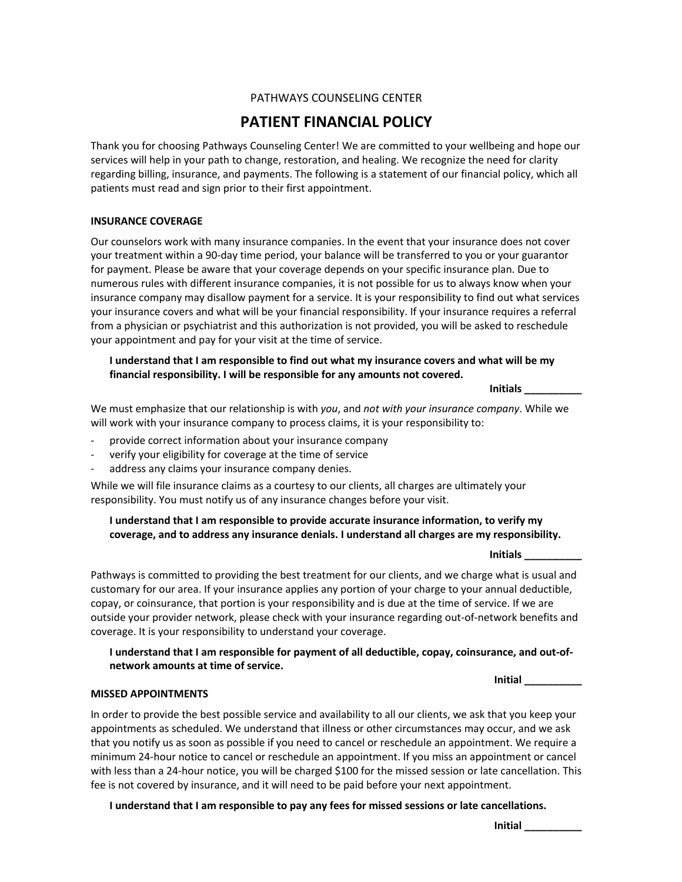PATHWAYS COUNSELING CENTER

# PATIENT FINANCIAL POLICY

Thank you for choosing Pathways Counseling Center! We are committed to your wellbeing and hope our services will help in your path to change, restoration, and healing. We recognize the need for clarity regarding billing, insurance, and payments. The following is a statement of our financial policy, which all patients must read and sign prior to their first appointment.

**INSURANCE COVERAGE**

Our counselors work with many insurance companies. In the event that your insurance does not cover your treatment within a 90-day time period, your balance will be transferred to you or your guarantor for payment. Please be aware that your coverage depends on your specific insurance plan. Due to numerous rules with different insurance companies, it is not possible for us to always know when your insurance company may disallow payment for a service. It is your responsibility to find out what services your insurance covers and what will be your financial responsibility. If your insurance requires a referral from a physician or psychiatrist and this authorization is not provided, you will be asked to reschedule your appointment and pay for your visit at the time of service.

**I understand that I am responsible to find out what my insurance covers and what will be my financial responsibility. I will be responsible for any amounts not covered.**

**Initials __________**

We must emphasize that our relationship is with *you*, and *not with your insurance company*. While we will work with your insurance company to process claims, it is your responsibility to:

- provide correct information about your insurance company
- verify your eligibility for coverage at the time of service
- address any claims your insurance company denies.

While we will file insurance claims as a courtesy to our clients, all charges are ultimately your responsibility. You must notify us of any insurance changes before your visit.

**I understand that I am responsible to provide accurate insurance information, to verify my coverage, and to address any insurance denials. I understand all charges are my responsibility.**

**Initials __________**

Pathways is committed to providing the best treatment for our clients, and we charge what is usual and customary for our area. If your insurance applies any portion of your charge to your annual deductible, copay, or coinsurance, that portion is your responsibility and is due at the time of service. If we are outside your provider network, please check with your insurance regarding out-of-network benefits and coverage. It is your responsibility to understand your coverage.

**I understand that I am responsible for payment of all deductible, copay, coinsurance, and out-of-network amounts at time of service.**

**Initial __________**

**MISSED APPOINTMENTS**

In order to provide the best possible service and availability to all our clients, we ask that you keep your appointments as scheduled. We understand that illness or other circumstances may occur, and we ask that you notify us as soon as possible if you need to cancel or reschedule an appointment. We require a minimum 24-hour notice to cancel or reschedule an appointment. If you miss an appointment or cancel with less than a 24-hour notice, you will be charged $100 for the missed session or late cancellation. This fee is not covered by insurance, and it will need to be paid before your next appointment.

**I understand that I am responsible to pay any fees for missed sessions or late cancellations.**

**Initial __________**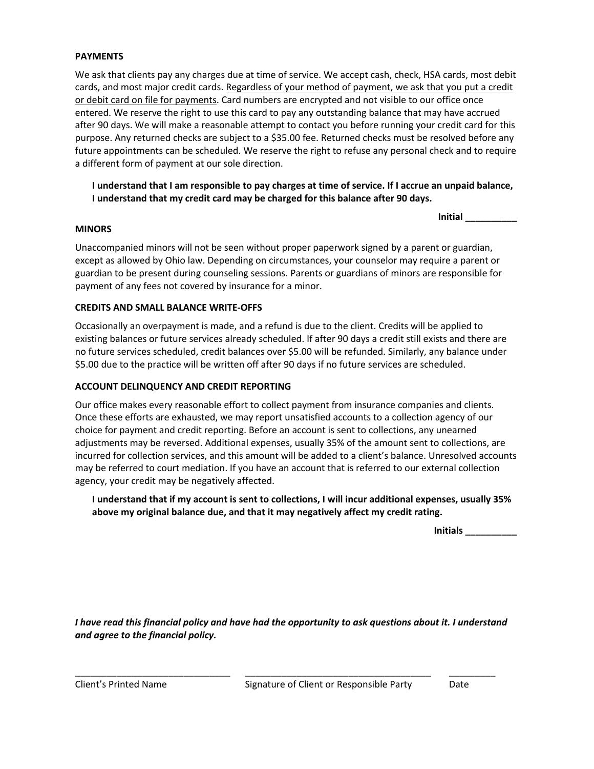## PAYMENTS

We ask that clients pay any charges due at time of service. We accept cash, check, HSA cards, most debit cards, and most major credit cards. <u>Regardless of your method of payment, we ask that you put a credit or debit card on file for payments</u>. Card numbers are encrypted and not visible to our office once entered. We reserve the right to use this card to pay any outstanding balance that may have accrued after 90 days. We will make a reasonable attempt to contact you before running your credit card for this purpose. Any returned checks are subject to a $35.00 fee. Returned checks must be resolved before any future appointments can be scheduled. We reserve the right to refuse any personal check and to require a different form of payment at our sole direction.

> **I understand that I am responsible to pay charges at time of service. If I accrue an unpaid balance, I understand that my credit card may be charged for this balance after 90 days.**

**Initial __________**

## MINORS

Unaccompanied minors will not be seen without proper paperwork signed by a parent or guardian, except as allowed by Ohio law. Depending on circumstances, your counselor may require a parent or guardian to be present during counseling sessions. Parents or guardians of minors are responsible for payment of any fees not covered by insurance for a minor.

## CREDITS AND SMALL BALANCE WRITE-OFFS

Occasionally an overpayment is made, and a refund is due to the client. Credits will be applied to existing balances or future services already scheduled. If after 90 days a credit still exists and there are no future services scheduled, credit balances over $5.00 will be refunded. Similarly, any balance under $5.00 due to the practice will be written off after 90 days if no future services are scheduled.

## ACCOUNT DELINQUENCY AND CREDIT REPORTING

Our office makes every reasonable effort to collect payment from insurance companies and clients. Once these efforts are exhausted, we may report unsatisfied accounts to a collection agency of our choice for payment and credit reporting. Before an account is sent to collections, any unearned adjustments may be reversed. Additional expenses, usually 35% of the amount sent to collections, are incurred for collection services, and this amount will be added to a client's balance. Unresolved accounts may be referred to court mediation. If you have an account that is referred to our external collection agency, your credit may be negatively affected.

> **I understand that if my account is sent to collections, I will incur additional expenses, usually 35% above my original balance due, and that it may negatively affect my credit rating.**

**Initials __________**

***I have read this financial policy and have had the opportunity to ask questions about it. I understand and agree to the financial policy.***

______________________________ ____________________________________ _________

Client's Printed Name | Signature of Client or Responsible Party | Date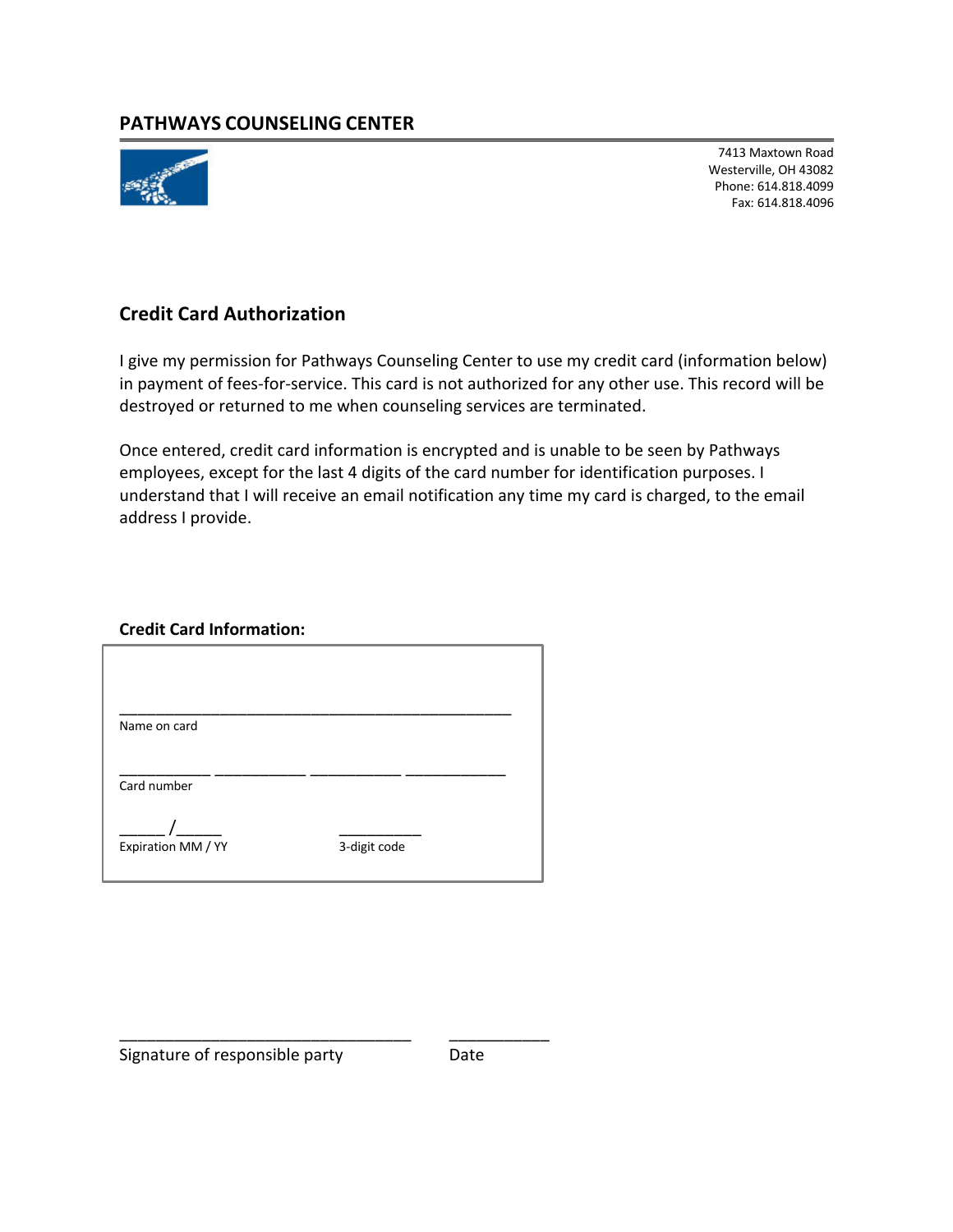## PATHWAYS COUNSELING CENTER

7413 Maxtown Road
Westerville, OH 43082
Phone: 614.818.4099
Fax: 614.818.4096

### Credit Card Authorization

I give my permission for Pathways Counseling Center to use my credit card (information below) in payment of fees-for-service. This card is not authorized for any other use. This record will be destroyed or returned to me when counseling services are terminated.

Once entered, credit card information is encrypted and is unable to be seen by Pathways employees, except for the last 4 digits of the card number for identification purposes. I understand that I will receive an email notification any time my card is charged, to the email address I provide.

**Credit Card Information:**

_______________________________________________
Name on card

___________ ___________ ___________ ____________
Card number

_____ /_____ __________
Expiration MM / YY 3-digit code

________________________________ ___________
Signature of responsible party Date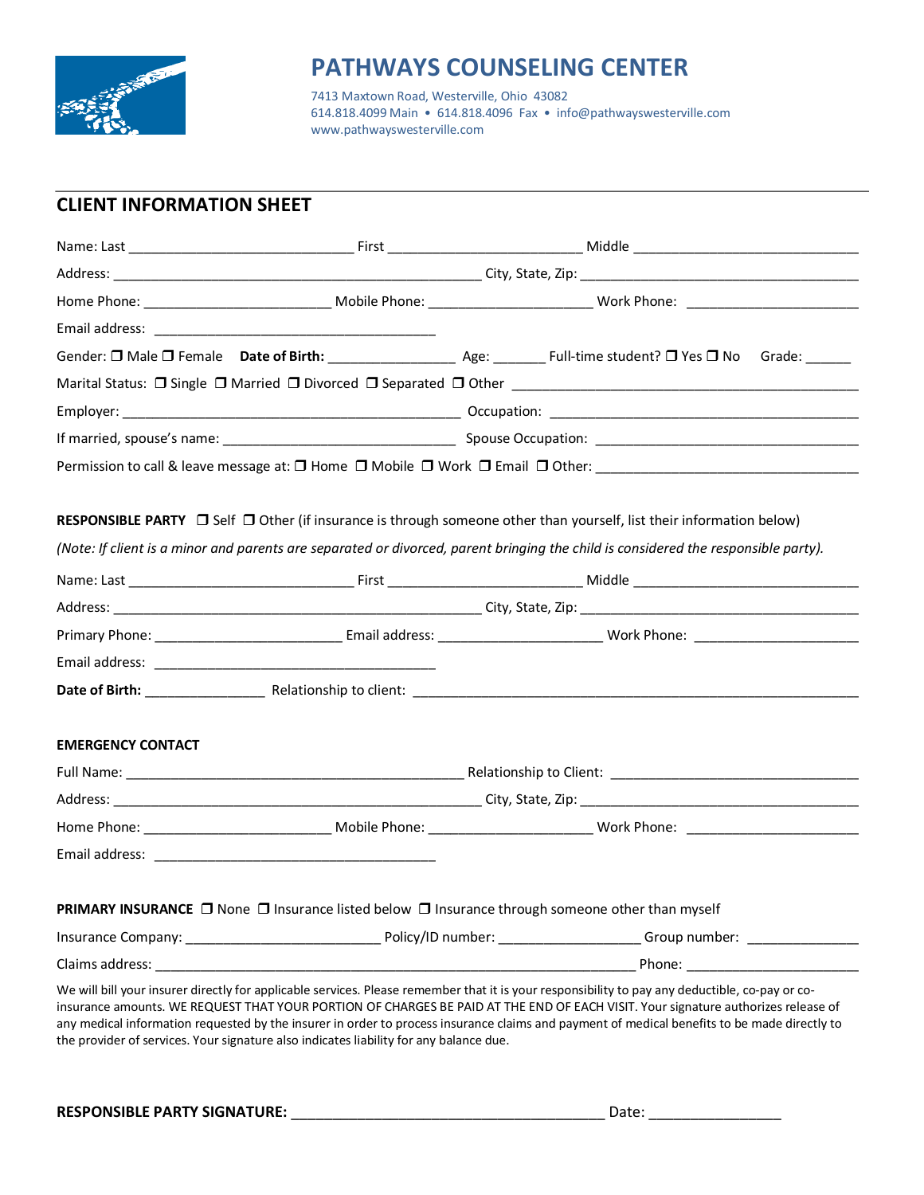# PATHWAYS COUNSELING CENTER

7413 Maxtown Road, Westerville, Ohio 43082
614.818.4099 Main • 614.818.4096 Fax • info@pathwayswesterville.com
www.pathwayswesterville.com

## CLIENT INFORMATION SHEET

Name: Last ______________________________ First __________________________ Middle ______________________________

Address: __________________________________________________ City, State, Zip: ______________________________________

Home Phone: _________________________ Mobile Phone: ______________________ Work Phone: _______________________

Email address: ______________________________________

Gender: ❒ Male ❒ Female **Date of Birth:** _________________ Age: _______ Full-time student? ❒ Yes ❒ No Grade: ______

Marital Status: ❒ Single ❒ Married ❒ Divorced ❒ Separated ❒ Other ______________________________________________

Employer: ______________________________________________ Occupation: __________________________________________

If married, spouse's name: _______________________________ Spouse Occupation: ____________________________________

Permission to call & leave message at: ❒ Home ❒ Mobile ❒ Work ❒ Email ❒ Other: ____________________________________

**RESPONSIBLE PARTY** ❒ Self ❒ Other (if insurance is through someone other than yourself, list their information below)

*(Note: If client is a minor and parents are separated or divorced, parent bringing the child is considered the responsible party).*

Name: Last ______________________________ First __________________________ Middle ______________________________

Address: __________________________________________________ City, State, Zip: ______________________________________

Primary Phone: _________________________ Email address: ______________________ Work Phone: ______________________

Email address: ______________________________________

**Date of Birth:** ________________ Relationship to client: ____________________________________________________________

**EMERGENCY CONTACT**

Full Name: ______________________________________________ Relationship to Client: _________________________________

Address: __________________________________________________ City, State, Zip: ______________________________________

Home Phone: _________________________ Mobile Phone: ______________________ Work Phone: _______________________

Email address: ______________________________________

**PRIMARY INSURANCE** ❒ None ❒ Insurance listed below ❒ Insurance through someone other than myself

Insurance Company: __________________________ Policy/ID number: ___________________ Group number: _______________

Claims address: _________________________________________________________________ Phone: _______________________

We will bill your insurer directly for applicable services. Please remember that it is your responsibility to pay any deductible, co-pay or co-insurance amounts. WE REQUEST THAT YOUR PORTION OF CHARGES BE PAID AT THE END OF EACH VISIT. Your signature authorizes release of any medical information requested by the insurer in order to process insurance claims and payment of medical benefits to be made directly to the provider of services. Your signature also indicates liability for any balance due.

**RESPONSIBLE PARTY SIGNATURE:** _________________________________________ Date: _________________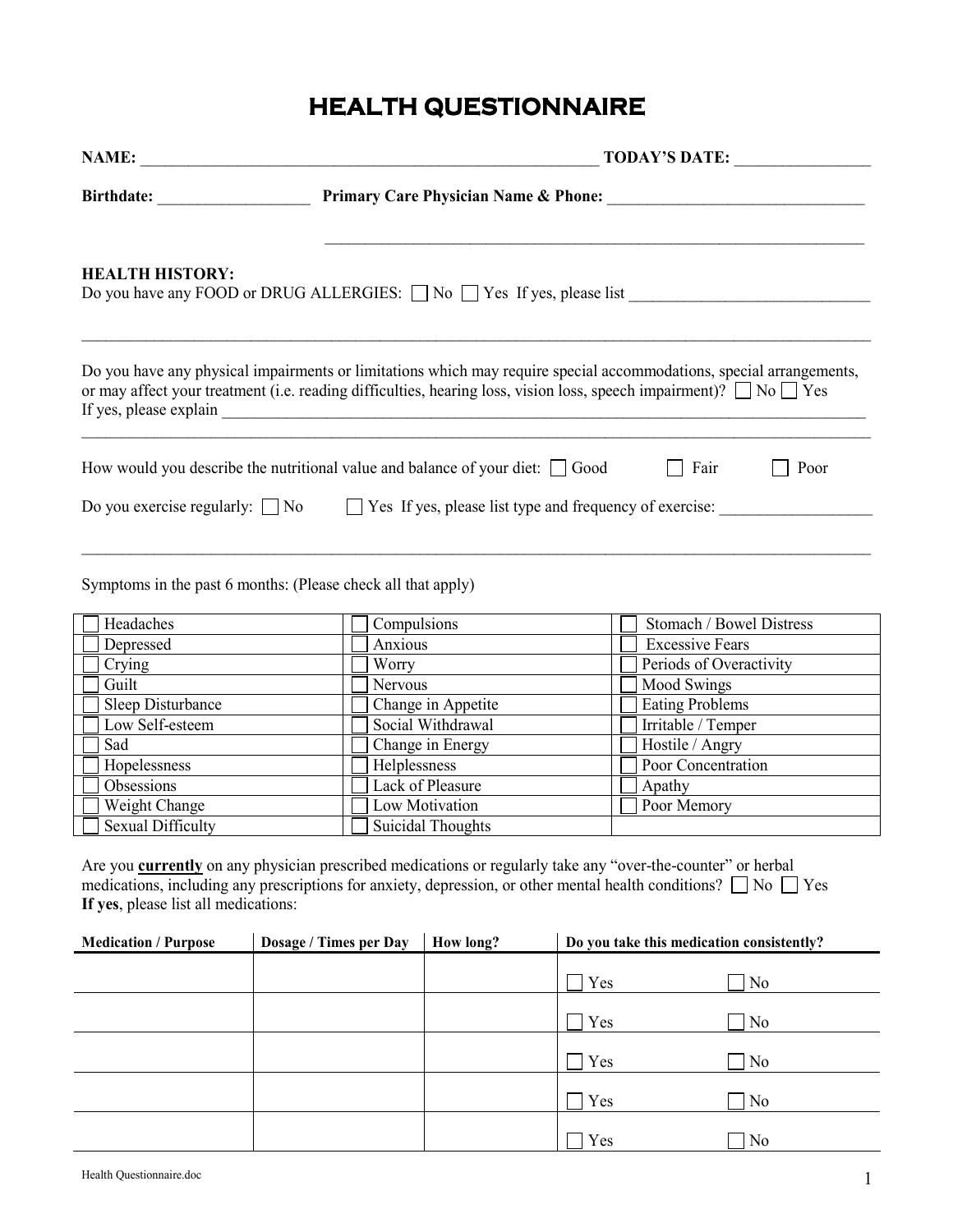# HEALTH QUESTIONNAIRE

**NAME:** ________________________________________________________ **TODAY'S DATE:** ________________

**Birthdate:** __________________ **Primary Care Physician Name & Phone:** ________________________________

_________________________________________________________________

**HEALTH HISTORY:**

Do you have any FOOD or DRUG ALLERGIES: ☐ No ☐ Yes If yes, please list ______________________________

_______________________________________________________________________________________________

Do you have any physical impairments or limitations which may require special accommodations, special arrangements, or may affect your treatment (i.e. reading difficulties, hearing loss, vision loss, speech impairment)? ☐ No ☐ Yes

If yes, please explain _____________________________________________________________________________

_______________________________________________________________________________________________

How would you describe the nutritional value and balance of your diet: ☐ Good ☐ Fair ☐ Poor

Do you exercise regularly: ☐ No ☐ Yes If yes, please list type and frequency of exercise: __________________

_______________________________________________________________________________________________

Symptoms in the past 6 months: (Please check all that apply)

| | | |
|---|---|---|
| ☐ Headaches | ☐ Compulsions | ☐ Stomach / Bowel Distress |
| ☐ Depressed | ☐ Anxious | ☐ Excessive Fears |
| ☐ Crying | ☐ Worry | ☐ Periods of Overactivity |
| ☐ Guilt | ☐ Nervous | ☐ Mood Swings |
| ☐ Sleep Disturbance | ☐ Change in Appetite | ☐ Eating Problems |
| ☐ Low Self-esteem | ☐ Social Withdrawal | ☐ Irritable / Temper |
| ☐ Sad | ☐ Change in Energy | ☐ Hostile / Angry |
| ☐ Hopelessness | ☐ Helplessness | ☐ Poor Concentration |
| ☐ Obsessions | ☐ Lack of Pleasure | ☐ Apathy |
| ☐ Weight Change | ☐ Low Motivation | ☐ Poor Memory |
| ☐ Sexual Difficulty | ☐ Suicidal Thoughts | |

Are you **currently** on any physician prescribed medications or regularly take any "over-the-counter" or herbal medications, including any prescriptions for anxiety, depression, or other mental health conditions? ☐ No ☐ Yes

**If yes**, please list all medications:

| Medication / Purpose | Dosage / Times per Day | How long? | Do you take this medication consistently? |
|---|---|---|---|
| | | | ☐ Yes ☐ No |
| | | | ☐ Yes ☐ No |
| | | | ☐ Yes ☐ No |
| | | | ☐ Yes ☐ No |
| | | | ☐ Yes ☐ No |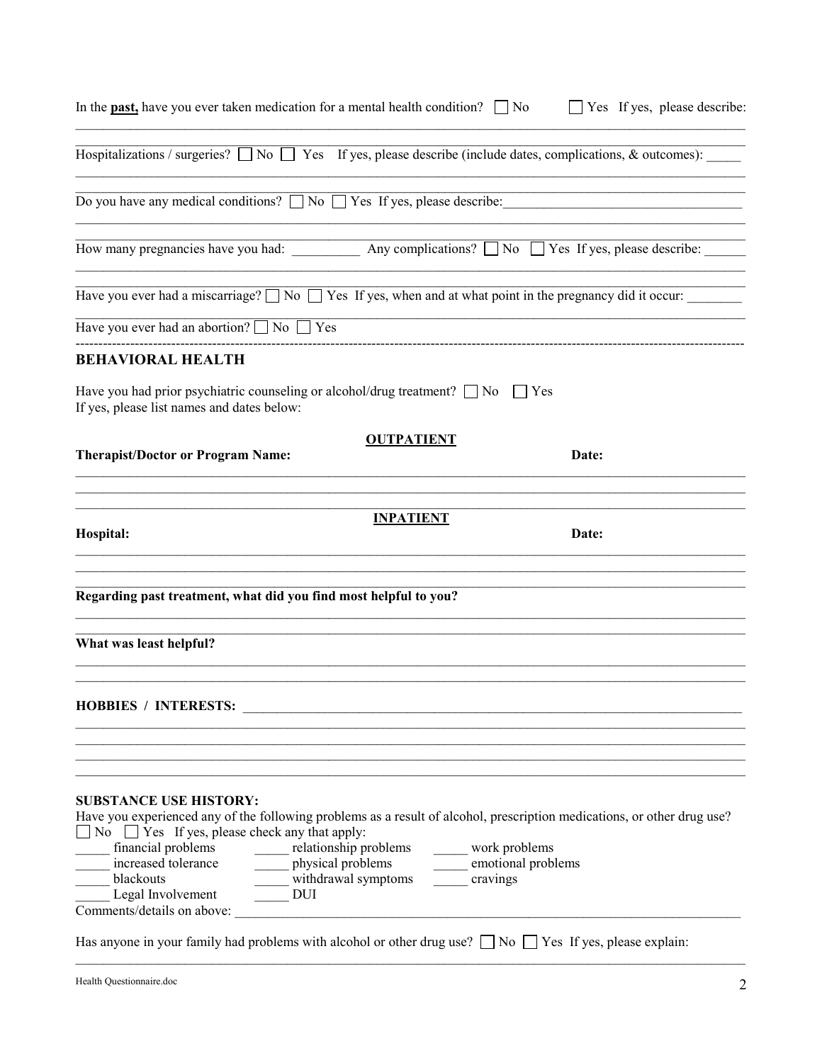In the **past,** have you ever taken medication for a mental health condition? ☐ No ☐ Yes If yes, please describe:

______________________________________________________________________________

Hospitalizations / surgeries? ☐ No ☐ Yes If yes, please describe (include dates, complications, & outcomes): _____

______________________________________________________________________________

Do you have any medical conditions? ☐ No ☐ Yes If yes, please describe:___________________________________

______________________________________________________________________________

How many pregnancies have you had: __________ Any complications? ☐ No ☐ Yes If yes, please describe: ______

______________________________________________________________________________

Have you ever had a miscarriage? ☐ No ☐ Yes If yes, when and at what point in the pregnancy did it occur: ________

______________________________________________________________________________

Have you ever had an abortion? ☐ No ☐ Yes

---

## BEHAVIORAL HEALTH

Have you had prior psychiatric counseling or alcohol/drug treatment? ☐ No ☐ Yes
If yes, please list names and dates below:

**OUTPATIENT**

**Therapist/Doctor or Program Name:** **Date:**

______________________________________________________________________________

______________________________________________________________________________

______________________________________________________________________________

**INPATIENT**

**Hospital:** **Date:**

______________________________________________________________________________

______________________________________________________________________________

______________________________________________________________________________

**Regarding past treatment, what did you find most helpful to you?**

______________________________________________________________________________

______________________________________________________________________________

**What was least helpful?**

______________________________________________________________________________

______________________________________________________________________________

**HOBBIES / INTERESTS:** ______________________________________________________________

______________________________________________________________________________

______________________________________________________________________________

______________________________________________________________________________

______________________________________________________________________________

**SUBSTANCE USE HISTORY:**

Have you experienced any of the following problems as a result of alcohol, prescription medications, or other drug use?
☐ No ☐ Yes If yes, please check any that apply:

_____ financial problems _____ relationship problems _____ work problems
_____ increased tolerance _____ physical problems _____ emotional problems
_____ blackouts _____ withdrawal symptoms _____ cravings
_____ Legal Involvement _____ DUI

Comments/details on above: _______________________________________________________________

Has anyone in your family had problems with alcohol or other drug use? ☐ No ☐ Yes If yes, please explain:

______________________________________________________________________________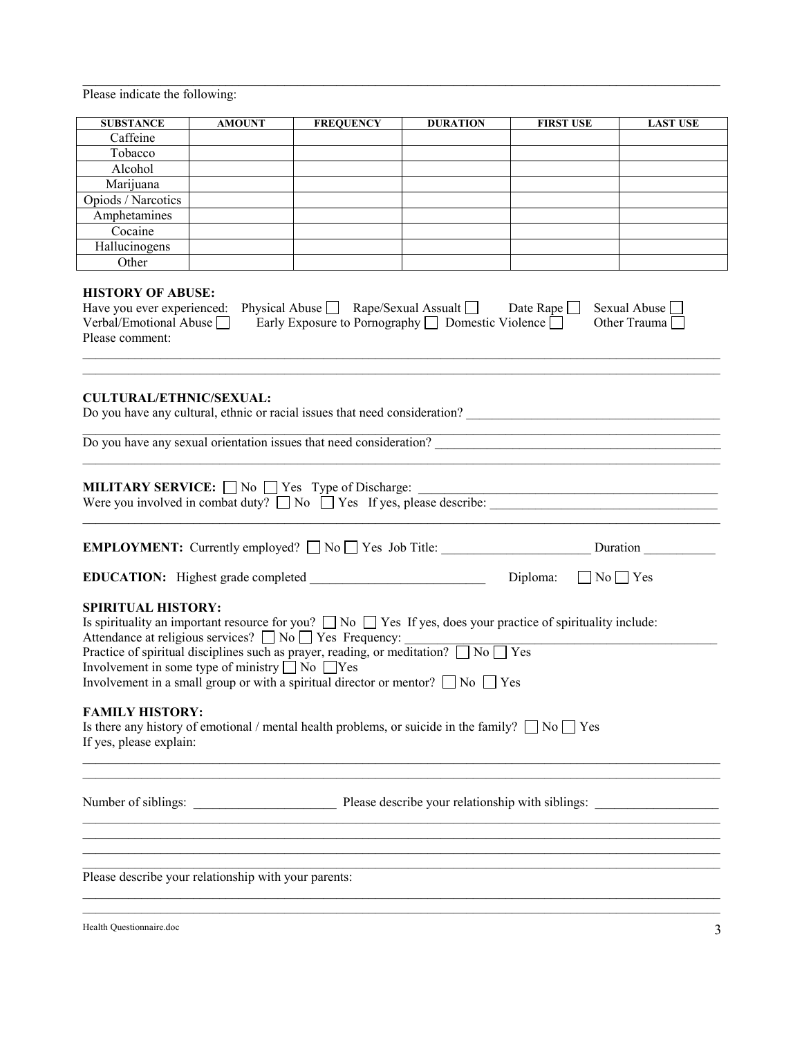Please indicate the following:

| SUBSTANCE | AMOUNT | FREQUENCY | DURATION | FIRST USE | LAST USE |
|---|---|---|---|---|---|
| Caffeine | | | | | |
| Tobacco | | | | | |
| Alcohol | | | | | |
| Marijuana | | | | | |
| Opiods / Narcotics | | | | | |
| Amphetamines | | | | | |
| Cocaine | | | | | |
| Hallucinogens | | | | | |
| Other | | | | | |

**HISTORY OF ABUSE:**

Have you ever experienced: Physical Abuse ☐ Rape/Sexual Assualt ☐ Date Rape ☐ Sexual Abuse ☐
Verbal/Emotional Abuse ☐ Early Exposure to Pornography ☐ Domestic Violence ☐ Other Trauma ☐
Please comment:

______________________________________________________________________________

______________________________________________________________________________

**CULTURAL/ETHNIC/SEXUAL:**

Do you have any cultural, ethnic or racial issues that need consideration? ______________________________

______________________________________________________________________________

Do you have any sexual orientation issues that need consideration? ______________________________

______________________________________________________________________________

**MILITARY SERVICE:** ☐ No ☐ Yes Type of Discharge: ______________________________

Were you involved in combat duty? ☐ No ☐ Yes If yes, please describe: ______________________________

______________________________________________________________________________

**EMPLOYMENT:** Currently employed? ☐ No ☐ Yes Job Title: ____________________ Duration __________

**EDUCATION:** Highest grade completed ________________________ Diploma: ☐ No ☐ Yes

**SPIRITUAL HISTORY:**

Is spirituality an important resource for you? ☐ No ☐ Yes If yes, does your practice of spirituality include:
Attendance at religious services? ☐ No ☐ Yes Frequency: ______________________________
Practice of spiritual disciplines such as prayer, reading, or meditation? ☐ No ☐ Yes
Involvement in some type of ministry ☐ No ☐ Yes
Involvement in a small group or with a spiritual director or mentor? ☐ No ☐ Yes

**FAMILY HISTORY:**

Is there any history of emotional / mental health problems, or suicide in the family? ☐ No ☐ Yes
If yes, please explain:

______________________________________________________________________________

______________________________________________________________________________

Number of siblings: ____________________ Please describe your relationship with siblings: ________________

______________________________________________________________________________

______________________________________________________________________________

______________________________________________________________________________

______________________________________________________________________________

Please describe your relationship with your parents:

______________________________________________________________________________

______________________________________________________________________________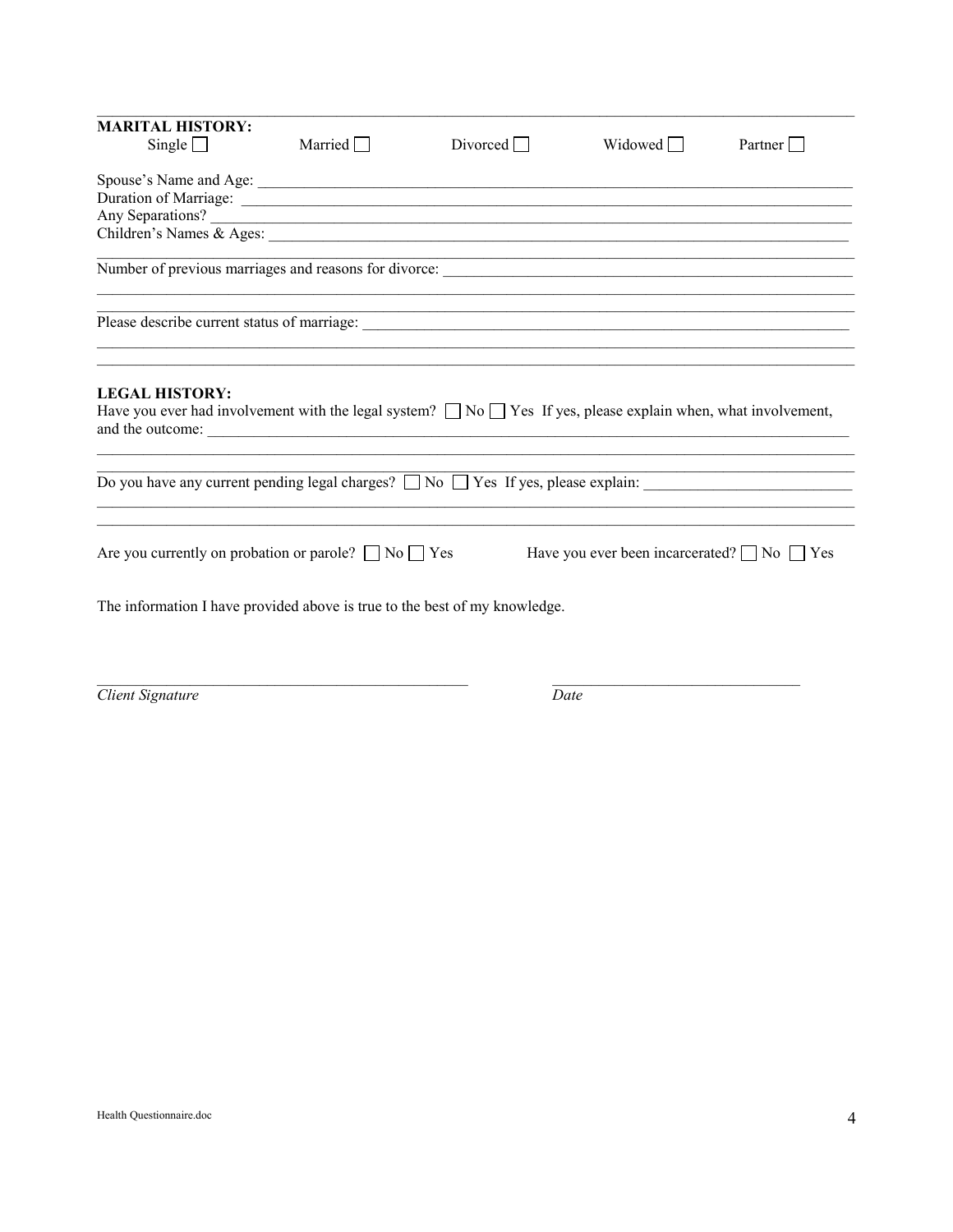**MARITAL HISTORY:**

Single ☐ Married ☐ Divorced ☐ Widowed ☐ Partner ☐

Spouse's Name and Age: \_\_\_\_\_\_\_\_\_\_\_\_\_\_\_\_\_\_\_\_\_\_\_\_\_\_\_\_\_\_\_\_\_\_\_\_\_\_\_\_

Duration of Marriage: \_\_\_\_\_\_\_\_\_\_\_\_\_\_\_\_\_\_\_\_\_\_\_\_\_\_\_\_\_\_\_\_\_\_\_\_\_\_\_\_

Any Separations? \_\_\_\_\_\_\_\_\_\_\_\_\_\_\_\_\_\_\_\_\_\_\_\_\_\_\_\_\_\_\_\_\_\_\_\_\_\_\_\_

Children's Names & Ages: \_\_\_\_\_\_\_\_\_\_\_\_\_\_\_\_\_\_\_\_\_\_\_\_\_\_\_\_\_\_\_\_\_\_\_\_\_\_\_\_

Number of previous marriages and reasons for divorce: \_\_\_\_\_\_\_\_\_\_\_\_\_\_\_\_\_\_\_\_\_\_\_\_\_\_\_\_\_\_\_\_\_\_\_\_\_\_\_\_

Please describe current status of marriage: \_\_\_\_\_\_\_\_\_\_\_\_\_\_\_\_\_\_\_\_\_\_\_\_\_\_\_\_\_\_\_\_\_\_\_\_\_\_\_\_

**LEGAL HISTORY:**

Have you ever had involvement with the legal system? ☐ No ☐ Yes If yes, please explain when, what involvement, and the outcome: \_\_\_\_\_\_\_\_\_\_\_\_\_\_\_\_\_\_\_\_\_\_\_\_\_\_\_\_\_\_\_\_\_\_\_\_\_\_\_\_

Do you have any current pending legal charges? ☐ No ☐ Yes If yes, please explain: \_\_\_\_\_\_\_\_\_\_\_\_\_\_\_\_\_\_\_\_\_\_\_\_\_\_\_\_\_\_\_\_\_\_\_\_\_\_\_\_

Are you currently on probation or parole? ☐ No ☐ Yes

Have you ever been incarcerated? ☐ No ☐ Yes

The information I have provided above is true to the best of my knowledge.

\_\_\_\_\_\_\_\_\_\_\_\_\_\_\_\_\_\_\_\_\_\_\_\_\_\_\_\_\_\_\_\_\_\_\_\_\_\_\_\_
*Client Signature*

\_\_\_\_\_\_\_\_\_\_\_\_\_\_\_\_\_\_\_\_\_\_\_\_\_\_\_\_\_\_
*Date*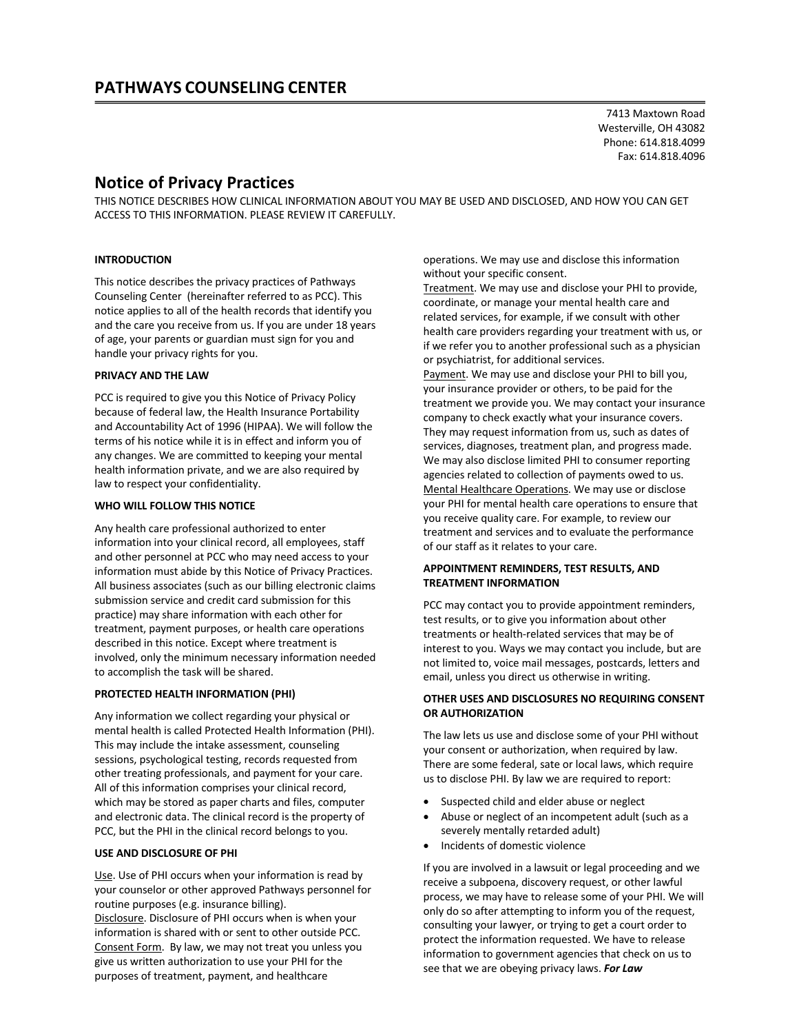# PATHWAYS COUNSELING CENTER

7413 Maxtown Road
Westerville, OH 43082
Phone: 614.818.4099
Fax: 614.818.4096

## Notice of Privacy Practices

THIS NOTICE DESCRIBES HOW CLINICAL INFORMATION ABOUT YOU MAY BE USED AND DISCLOSED, AND HOW YOU CAN GET ACCESS TO THIS INFORMATION. PLEASE REVIEW IT CAREFULLY.

**INTRODUCTION**

This notice describes the privacy practices of Pathways Counseling Center (hereinafter referred to as PCC). This notice applies to all of the health records that identify you and the care you receive from us. If you are under 18 years of age, your parents or guardian must sign for you and handle your privacy rights for you.

**PRIVACY AND THE LAW**

PCC is required to give you this Notice of Privacy Policy because of federal law, the Health Insurance Portability and Accountability Act of 1996 (HIPAA). We will follow the terms of his notice while it is in effect and inform you of any changes. We are committed to keeping your mental health information private, and we are also required by law to respect your confidentiality.

**WHO WILL FOLLOW THIS NOTICE**

Any health care professional authorized to enter information into your clinical record, all employees, staff and other personnel at PCC who may need access to your information must abide by this Notice of Privacy Practices. All business associates (such as our billing electronic claims submission service and credit card submission for this practice) may share information with each other for treatment, payment purposes, or health care operations described in this notice. Except where treatment is involved, only the minimum necessary information needed to accomplish the task will be shared.

**PROTECTED HEALTH INFORMATION (PHI)**

Any information we collect regarding your physical or mental health is called Protected Health Information (PHI). This may include the intake assessment, counseling sessions, psychological testing, records requested from other treating professionals, and payment for your care. All of this information comprises your clinical record, which may be stored as paper charts and files, computer and electronic data. The clinical record is the property of PCC, but the PHI in the clinical record belongs to you.

**USE AND DISCLOSURE OF PHI**

Use. Use of PHI occurs when your information is read by your counselor or other approved Pathways personnel for routine purposes (e.g. insurance billing).
Disclosure. Disclosure of PHI occurs when is when your information is shared with or sent to other outside PCC.
Consent Form. By law, we may not treat you unless you give us written authorization to use your PHI for the purposes of treatment, payment, and healthcare operations. We may use and disclose this information without your specific consent.
Treatment. We may use and disclose your PHI to provide, coordinate, or manage your mental health care and related services, for example, if we consult with other health care providers regarding your treatment with us, or if we refer you to another professional such as a physician or psychiatrist, for additional services.
Payment. We may use and disclose your PHI to bill you, your insurance provider or others, to be paid for the treatment we provide you. We may contact your insurance company to check exactly what your insurance covers. They may request information from us, such as dates of services, diagnoses, treatment plan, and progress made. We may also disclose limited PHI to consumer reporting agencies related to collection of payments owed to us.
Mental Healthcare Operations. We may use or disclose your PHI for mental health care operations to ensure that you receive quality care. For example, to review our treatment and services and to evaluate the performance of our staff as it relates to your care.

**APPOINTMENT REMINDERS, TEST RESULTS, AND TREATMENT INFORMATION**

PCC may contact you to provide appointment reminders, test results, or to give you information about other treatments or health-related services that may be of interest to you. Ways we may contact you include, but are not limited to, voice mail messages, postcards, letters and email, unless you direct us otherwise in writing.

**OTHER USES AND DISCLOSURES NO REQUIRING CONSENT OR AUTHORIZATION**

The law lets us use and disclose some of your PHI without your consent or authorization, when required by law. There are some federal, sate or local laws, which require us to disclose PHI. By law we are required to report:

- Suspected child and elder abuse or neglect
- Abuse or neglect of an incompetent adult (such as a severely mentally retarded adult)
- Incidents of domestic violence

If you are involved in a lawsuit or legal proceeding and we receive a subpoena, discovery request, or other lawful process, we may have to release some of your PHI. We will only do so after attempting to inform you of the request, consulting your lawyer, or trying to get a court order to protect the information requested. We have to release information to government agencies that check on us to see that we are obeying privacy laws. ***For Law***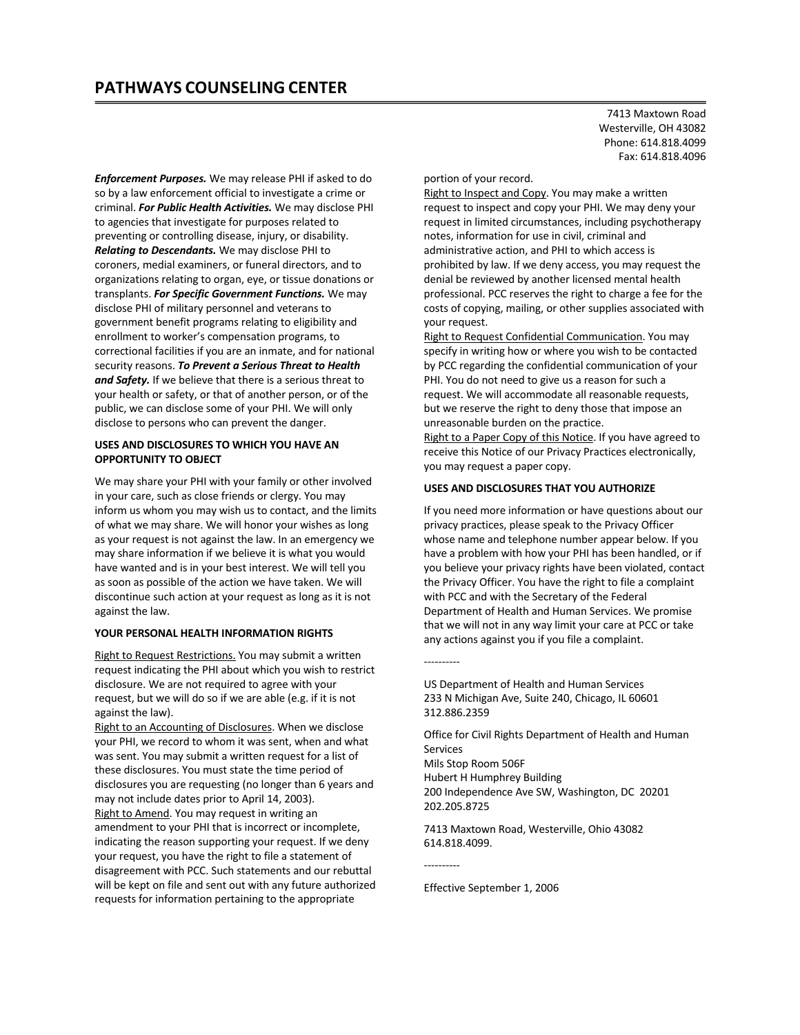# PATHWAYS COUNSELING CENTER

7413 Maxtown Road
Westerville, OH 43082
Phone: 614.818.4099
Fax: 614.818.4096

***Enforcement Purposes.*** We may release PHI if asked to do so by a law enforcement official to investigate a crime or criminal. ***For Public Health Activities.*** We may disclose PHI to agencies that investigate for purposes related to preventing or controlling disease, injury, or disability. ***Relating to Descendants.*** We may disclose PHI to coroners, medial examiners, or funeral directors, and to organizations relating to organ, eye, or tissue donations or transplants. ***For Specific Government Functions.*** We may disclose PHI of military personnel and veterans to government benefit programs relating to eligibility and enrollment to worker's compensation programs, to correctional facilities if you are an inmate, and for national security reasons. ***To Prevent a Serious Threat to Health and Safety.*** If we believe that there is a serious threat to your health or safety, or that of another person, or of the public, we can disclose some of your PHI. We will only disclose to persons who can prevent the danger.

**USES AND DISCLOSURES TO WHICH YOU HAVE AN OPPORTUNITY TO OBJECT**

We may share your PHI with your family or other involved in your care, such as close friends or clergy. You may inform us whom you may wish us to contact, and the limits of what we may share. We will honor your wishes as long as your request is not against the law. In an emergency we may share information if we believe it is what you would have wanted and is in your best interest. We will tell you as soon as possible of the action we have taken. We will discontinue such action at your request as long as it is not against the law.

**YOUR PERSONAL HEALTH INFORMATION RIGHTS**

Right to Request Restrictions. You may submit a written request indicating the PHI about which you wish to restrict disclosure. We are not required to agree with your request, but we will do so if we are able (e.g. if it is not against the law).

Right to an Accounting of Disclosures. When we disclose your PHI, we record to whom it was sent, when and what was sent. You may submit a written request for a list of these disclosures. You must state the time period of disclosures you are requesting (no longer than 6 years and may not include dates prior to April 14, 2003).

Right to Amend. You may request in writing an amendment to your PHI that is incorrect or incomplete, indicating the reason supporting your request. If we deny your request, you have the right to file a statement of disagreement with PCC. Such statements and our rebuttal will be kept on file and sent out with any future authorized requests for information pertaining to the appropriate portion of your record.

Right to Inspect and Copy. You may make a written request to inspect and copy your PHI. We may deny your request in limited circumstances, including psychotherapy notes, information for use in civil, criminal and administrative action, and PHI to which access is prohibited by law. If we deny access, you may request the denial be reviewed by another licensed mental health professional. PCC reserves the right to charge a fee for the costs of copying, mailing, or other supplies associated with your request.

Right to Request Confidential Communication. You may specify in writing how or where you wish to be contacted by PCC regarding the confidential communication of your PHI. You do not need to give us a reason for such a request. We will accommodate all reasonable requests, but we reserve the right to deny those that impose an unreasonable burden on the practice.

Right to a Paper Copy of this Notice. If you have agreed to receive this Notice of our Privacy Practices electronically, you may request a paper copy.

**USES AND DISCLOSURES THAT YOU AUTHORIZE**

If you need more information or have questions about our privacy practices, please speak to the Privacy Officer whose name and telephone number appear below. If you have a problem with how your PHI has been handled, or if you believe your privacy rights have been violated, contact the Privacy Officer. You have the right to file a complaint with PCC and with the Secretary of the Federal Department of Health and Human Services. We promise that we will not in any way limit your care at PCC or take any actions against you if you file a complaint.

----------

US Department of Health and Human Services
233 N Michigan Ave, Suite 240, Chicago, IL 60601
312.886.2359

Office for Civil Rights Department of Health and Human Services
Mils Stop Room 506F
Hubert H Humphrey Building
200 Independence Ave SW, Washington, DC 20201
202.205.8725

7413 Maxtown Road, Westerville, Ohio 43082
614.818.4099.

----------

Effective September 1, 2006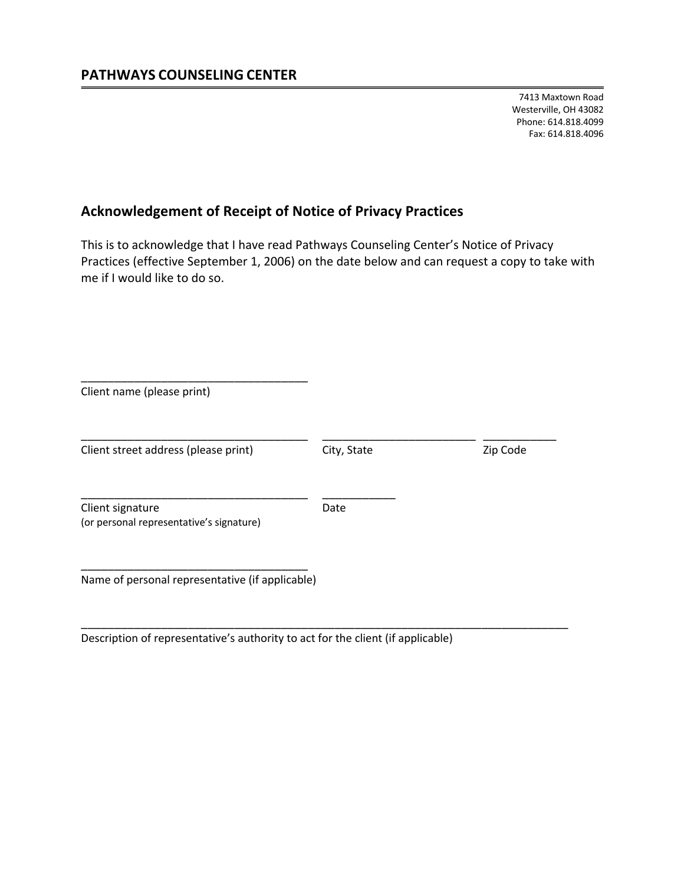## PATHWAYS COUNSELING CENTER

7413 Maxtown Road
Westerville, OH 43082
Phone: 614.818.4099
Fax: 614.818.4096

### Acknowledgement of Receipt of Notice of Privacy Practices

This is to acknowledge that I have read Pathways Counseling Center's Notice of Privacy Practices (effective September 1, 2006) on the date below and can request a copy to take with me if I would like to do so.

_____________________________________
Client name (please print)

_____________________________________ _________________________ ____________
Client street address (please print) City, State Zip Code

_____________________________________ ____________
Client signature Date
(or personal representative's signature)

_____________________________________
Name of personal representative (if applicable)

_______________________________________________________________________________
Description of representative's authority to act for the client (if applicable)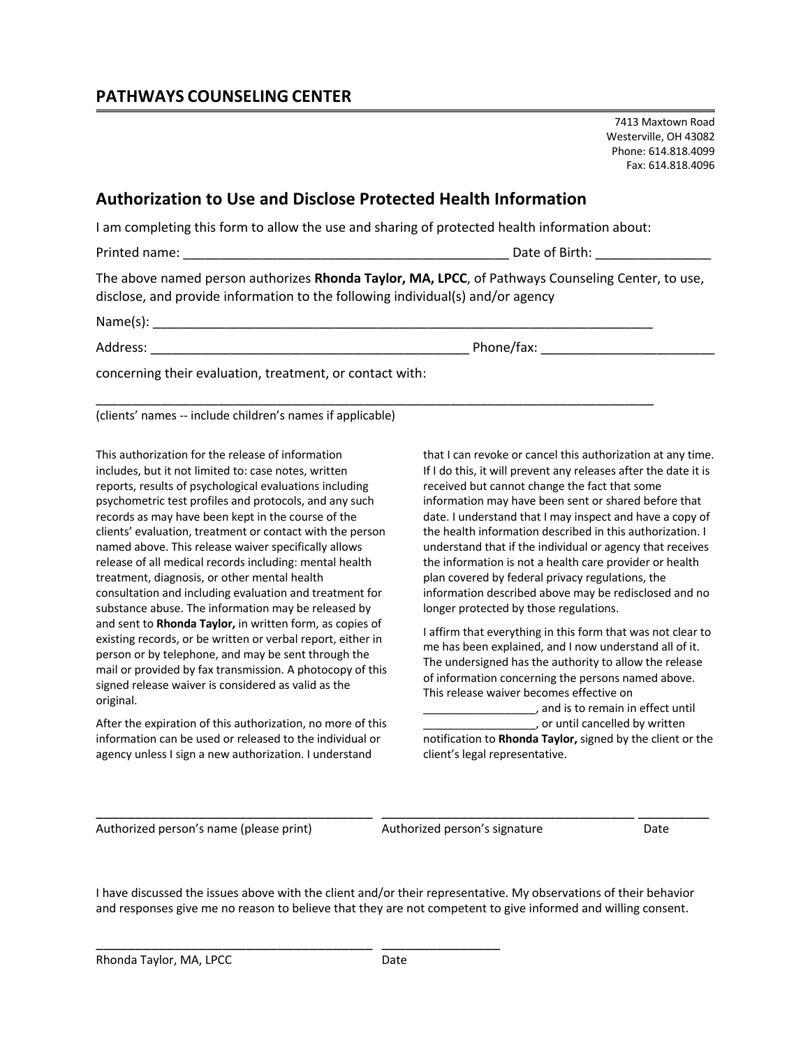## PATHWAYS COUNSELING CENTER

7413 Maxtown Road
Westerville, OH 43082
Phone: 614.818.4099
Fax: 614.818.4096

## Authorization to Use and Disclose Protected Health Information

I am completing this form to allow the use and sharing of protected health information about:

Printed name: _____________________________________________ Date of Birth: _______________

The above named person authorizes **Rhonda Taylor, MA, LPCC**, of Pathways Counseling Center, to use, disclose, and provide information to the following individual(s) and/or agency

Name(s): _____________________________________________________________________

Address: ____________________________________________ Phone/fax: ________________________

concerning their evaluation, treatment, or contact with:

_____________________________________________________________________________
(clients' names -- include children's names if applicable)

This authorization for the release of information includes, but it not limited to: case notes, written reports, results of psychological evaluations including psychometric test profiles and protocols, and any such records as may have been kept in the course of the clients' evaluation, treatment or contact with the person named above. This release waiver specifically allows release of all medical records including: mental health treatment, diagnosis, or other mental health consultation and including evaluation and treatment for substance abuse. The information may be released by and sent to **Rhonda Taylor,** in written form, as copies of existing records, or be written or verbal report, either in person or by telephone, and may be sent through the mail or provided by fax transmission. A photocopy of this signed release waiver is considered as valid as the original.

After the expiration of this authorization, no more of this information can be used or released to the individual or agency unless I sign a new authorization. I understand that I can revoke or cancel this authorization at any time. If I do this, it will prevent any releases after the date it is received but cannot change the fact that some information may have been sent or shared before that date. I understand that I may inspect and have a copy of the health information described in this authorization. I understand that if the individual or agency that receives the information is not a health care provider or health plan covered by federal privacy regulations, the information described above may be redisclosed and no longer protected by those regulations.

I affirm that everything in this form that was not clear to me has been explained, and I now understand all of it. The undersigned has the authority to allow the release of information concerning the persons named above. This release waiver becomes effective on _________________, and is to remain in effect until _________________, or until cancelled by written notification to **Rhonda Taylor,** signed by the client or the client's legal representative.

________________________________________ ____________________________________ __________
Authorized person's name (please print) Authorized person's signature Date

I have discussed the issues above with the client and/or their representative. My observations of their behavior and responses give me no reason to believe that they are not competent to give informed and willing consent.

________________________________________ _________________
Rhonda Taylor, MA, LPCC Date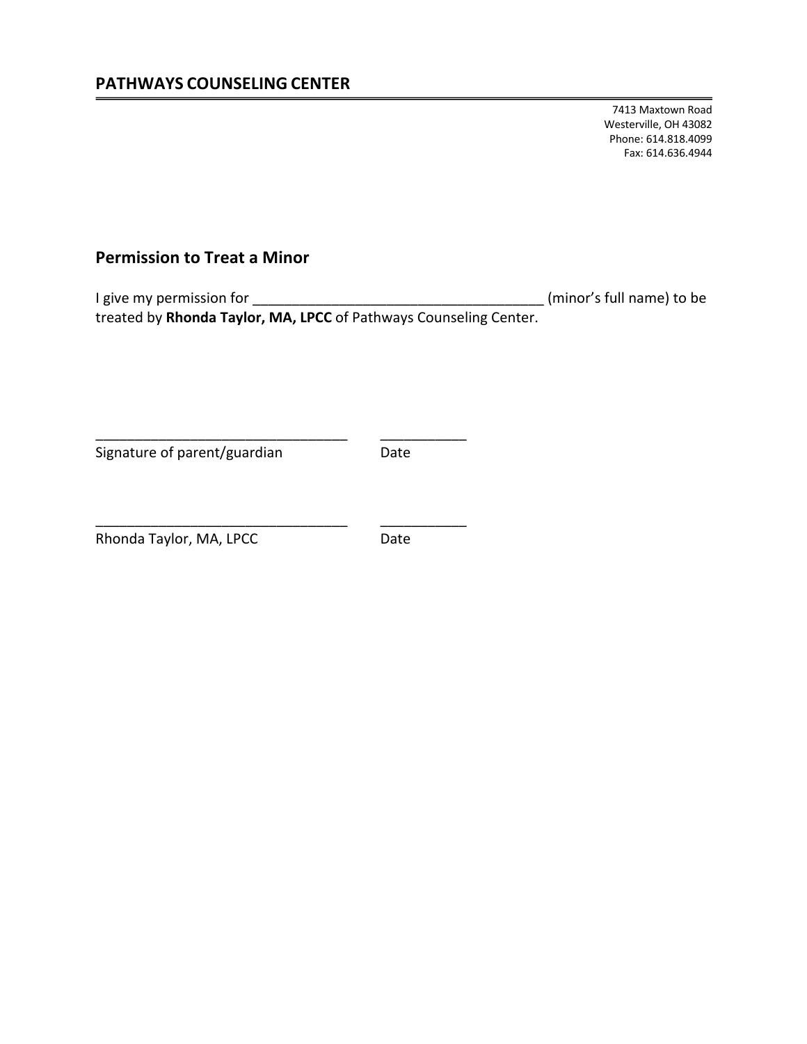## PATHWAYS COUNSELING CENTER

7413 Maxtown Road
Westerville, OH 43082
Phone: 614.818.4099
Fax: 614.636.4944

### Permission to Treat a Minor

I give my permission for ______________________________________ (minor's full name) to be treated by **Rhonda Taylor, MA, LPCC** of Pathways Counseling Center.

________________________________ ___________
Signature of parent/guardian Date

________________________________ ___________
Rhonda Taylor, MA, LPCC Date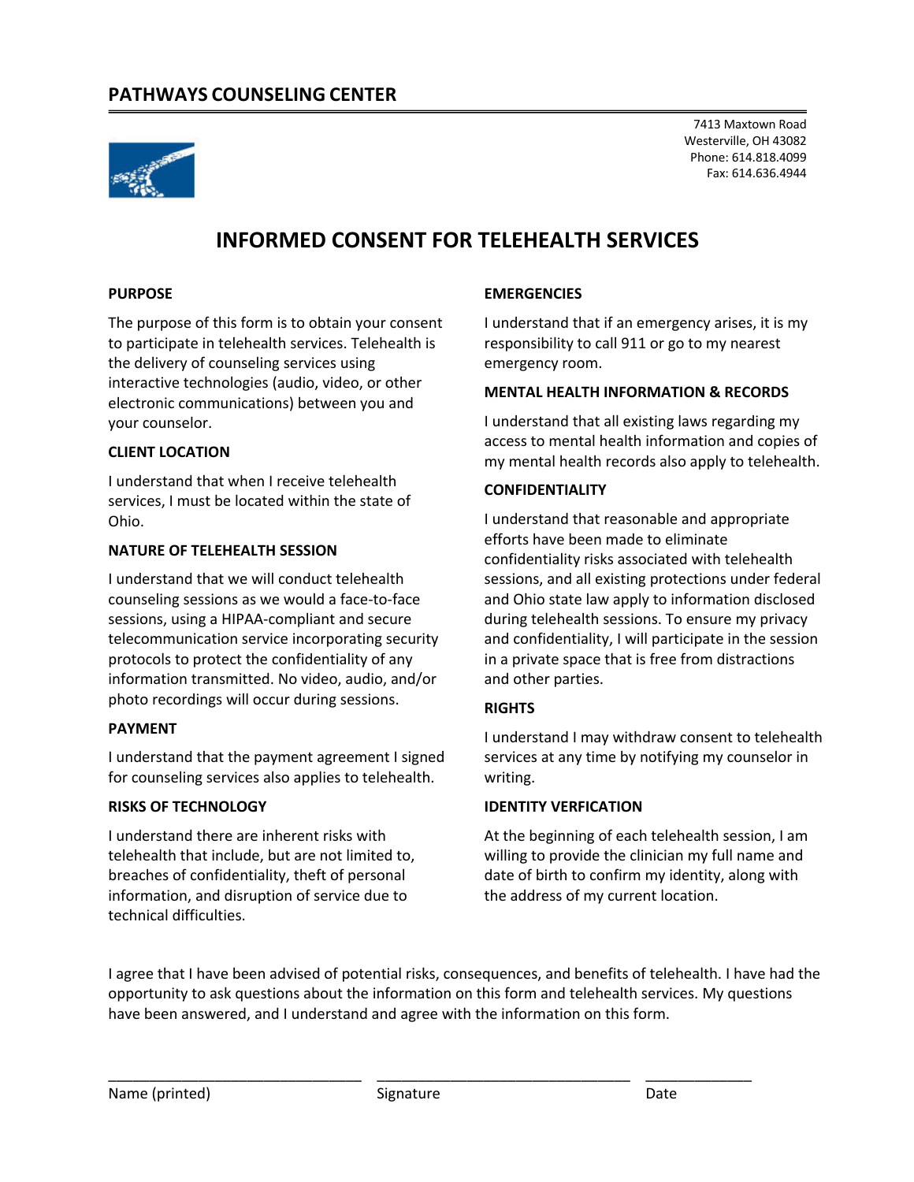## PATHWAYS COUNSELING CENTER

7413 Maxtown Road
Westerville, OH 43082
Phone: 614.818.4099
Fax: 614.636.4944

# INFORMED CONSENT FOR TELEHEALTH SERVICES

### PURPOSE

The purpose of this form is to obtain your consent to participate in telehealth services. Telehealth is the delivery of counseling services using interactive technologies (audio, video, or other electronic communications) between you and your counselor.

### CLIENT LOCATION

I understand that when I receive telehealth services, I must be located within the state of Ohio.

### NATURE OF TELEHEALTH SESSION

I understand that we will conduct telehealth counseling sessions as we would a face-to-face sessions, using a HIPAA-compliant and secure telecommunication service incorporating security protocols to protect the confidentiality of any information transmitted. No video, audio, and/or photo recordings will occur during sessions.

### PAYMENT

I understand that the payment agreement I signed for counseling services also applies to telehealth.

### RISKS OF TECHNOLOGY

I understand there are inherent risks with telehealth that include, but are not limited to, breaches of confidentiality, theft of personal information, and disruption of service due to technical difficulties.

### EMERGENCIES

I understand that if an emergency arises, it is my responsibility to call 911 or go to my nearest emergency room.

### MENTAL HEALTH INFORMATION & RECORDS

I understand that all existing laws regarding my access to mental health information and copies of my mental health records also apply to telehealth.

### CONFIDENTIALITY

I understand that reasonable and appropriate efforts have been made to eliminate confidentiality risks associated with telehealth sessions, and all existing protections under federal and Ohio state law apply to information disclosed during telehealth sessions. To ensure my privacy and confidentiality, I will participate in the session in a private space that is free from distractions and other parties.

### RIGHTS

I understand I may withdraw consent to telehealth services at any time by notifying my counselor in writing.

### IDENTITY VERFICATION

At the beginning of each telehealth session, I am willing to provide the clinician my full name and date of birth to confirm my identity, along with the address of my current location.

I agree that I have been advised of potential risks, consequences, and benefits of telehealth. I have had the opportunity to ask questions about the information on this form and telehealth services. My questions have been answered, and I understand and agree with the information on this form.

\_\_\_\_\_\_\_\_\_\_\_\_\_\_\_\_\_\_\_\_\_\_\_\_\_\_\_\_\_\_ \_\_\_\_\_\_\_\_\_\_\_\_\_\_\_\_\_\_\_\_\_\_\_\_\_\_\_\_\_\_ \_\_\_\_\_\_\_\_\_\_\_\_\_\_

Name (printed) Signature Date